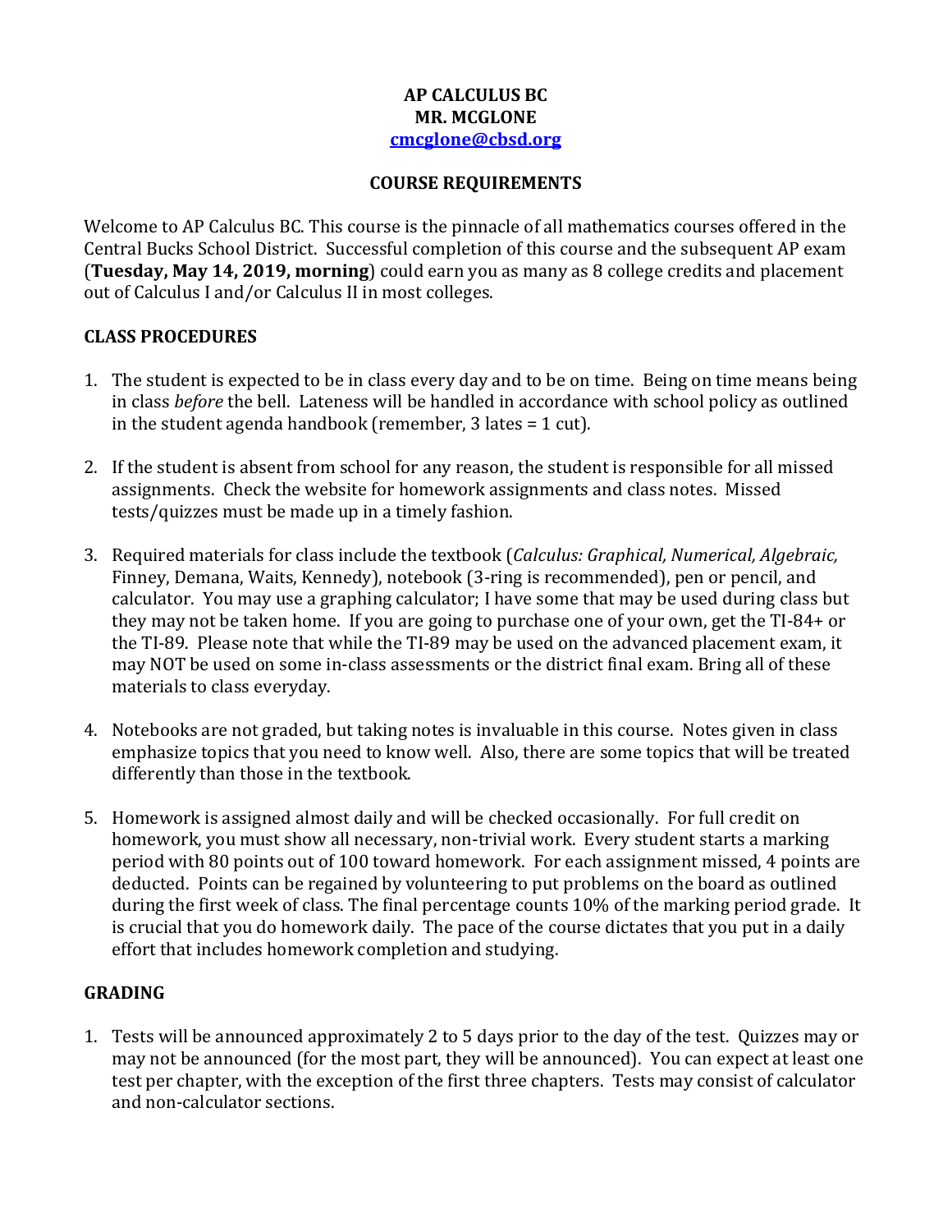**AP CALCULUS BC**
**MR. MCGLONE**
**[cmcglone@cbsd.org](mailto:cmcglone@cbsd.org)**

**COURSE REQUIREMENTS**

Welcome to AP Calculus BC. This course is the pinnacle of all mathematics courses offered in the Central Bucks School District. Successful completion of this course and the subsequent AP exam (**Tuesday, May 14, 2019, morning**) could earn you as many as 8 college credits and placement out of Calculus I and/or Calculus II in most colleges.

## CLASS PROCEDURES

1. The student is expected to be in class every day and to be on time. Being on time means being in class *before* the bell. Lateness will be handled in accordance with school policy as outlined in the student agenda handbook (remember, 3 lates = 1 cut).

2. If the student is absent from school for any reason, the student is responsible for all missed assignments. Check the website for homework assignments and class notes. Missed tests/quizzes must be made up in a timely fashion.

3. Required materials for class include the textbook (*Calculus: Graphical, Numerical, Algebraic,* Finney, Demana, Waits, Kennedy), notebook (3-ring is recommended), pen or pencil, and calculator. You may use a graphing calculator; I have some that may be used during class but they may not be taken home. If you are going to purchase one of your own, get the TI-84+ or the TI-89. Please note that while the TI-89 may be used on the advanced placement exam, it may NOT be used on some in-class assessments or the district final exam. Bring all of these materials to class everyday.

4. Notebooks are not graded, but taking notes is invaluable in this course. Notes given in class emphasize topics that you need to know well. Also, there are some topics that will be treated differently than those in the textbook.

5. Homework is assigned almost daily and will be checked occasionally. For full credit on homework, you must show all necessary, non-trivial work. Every student starts a marking period with 80 points out of 100 toward homework. For each assignment missed, 4 points are deducted. Points can be regained by volunteering to put problems on the board as outlined during the first week of class. The final percentage counts 10% of the marking period grade. It is crucial that you do homework daily. The pace of the course dictates that you put in a daily effort that includes homework completion and studying.

## GRADING

1. Tests will be announced approximately 2 to 5 days prior to the day of the test. Quizzes may or may not be announced (for the most part, they will be announced). You can expect at least one test per chapter, with the exception of the first three chapters. Tests may consist of calculator and non-calculator sections.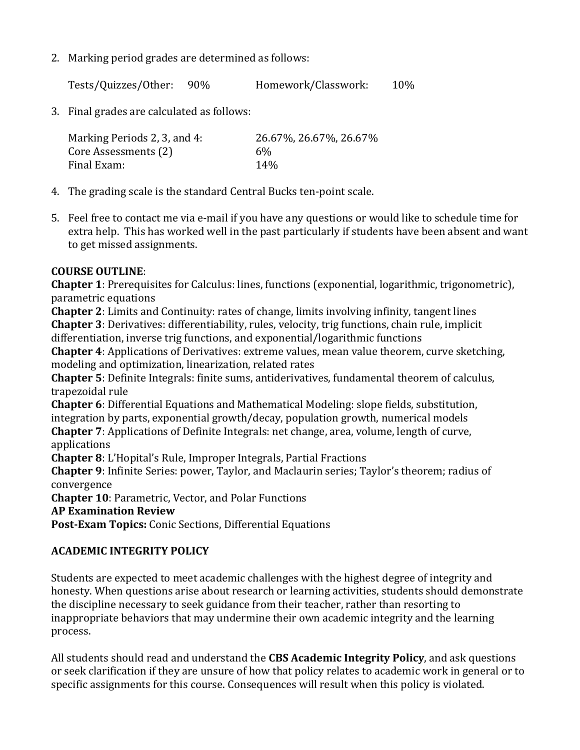2. Marking period grades are determined as follows:

   Tests/Quizzes/Other: 90%    Homework/Classwork: 10%

3. Final grades are calculated as follows:

   | | |
   |---|---|
   | Marking Periods 2, 3, and 4: | 26.67%, 26.67%, 26.67% |
   | Core Assessments (2) | 6% |
   | Final Exam: | 14% |

4. The grading scale is the standard Central Bucks ten-point scale.

5. Feel free to contact me via e-mail if you have any questions or would like to schedule time for extra help. This has worked well in the past particularly if students have been absent and want to get missed assignments.

**COURSE OUTLINE**:

**Chapter 1**: Prerequisites for Calculus: lines, functions (exponential, logarithmic, trigonometric), parametric equations

**Chapter 2**: Limits and Continuity: rates of change, limits involving infinity, tangent lines

**Chapter 3**: Derivatives: differentiability, rules, velocity, trig functions, chain rule, implicit differentiation, inverse trig functions, and exponential/logarithmic functions

**Chapter 4**: Applications of Derivatives: extreme values, mean value theorem, curve sketching, modeling and optimization, linearization, related rates

**Chapter 5**: Definite Integrals: finite sums, antiderivatives, fundamental theorem of calculus, trapezoidal rule

**Chapter 6**: Differential Equations and Mathematical Modeling: slope fields, substitution, integration by parts, exponential growth/decay, population growth, numerical models

**Chapter 7**: Applications of Definite Integrals: net change, area, volume, length of curve, applications

**Chapter 8**: L'Hopital's Rule, Improper Integrals, Partial Fractions

**Chapter 9**: Infinite Series: power, Taylor, and Maclaurin series; Taylor's theorem; radius of convergence

**Chapter 10**: Parametric, Vector, and Polar Functions

**AP Examination Review**

**Post-Exam Topics:** Conic Sections, Differential Equations

## ACADEMIC INTEGRITY POLICY

Students are expected to meet academic challenges with the highest degree of integrity and honesty. When questions arise about research or learning activities, students should demonstrate the discipline necessary to seek guidance from their teacher, rather than resorting to inappropriate behaviors that may undermine their own academic integrity and the learning process.

All students should read and understand the **CBS Academic Integrity Policy**, and ask questions or seek clarification if they are unsure of how that policy relates to academic work in general or to specific assignments for this course. Consequences will result when this policy is violated.